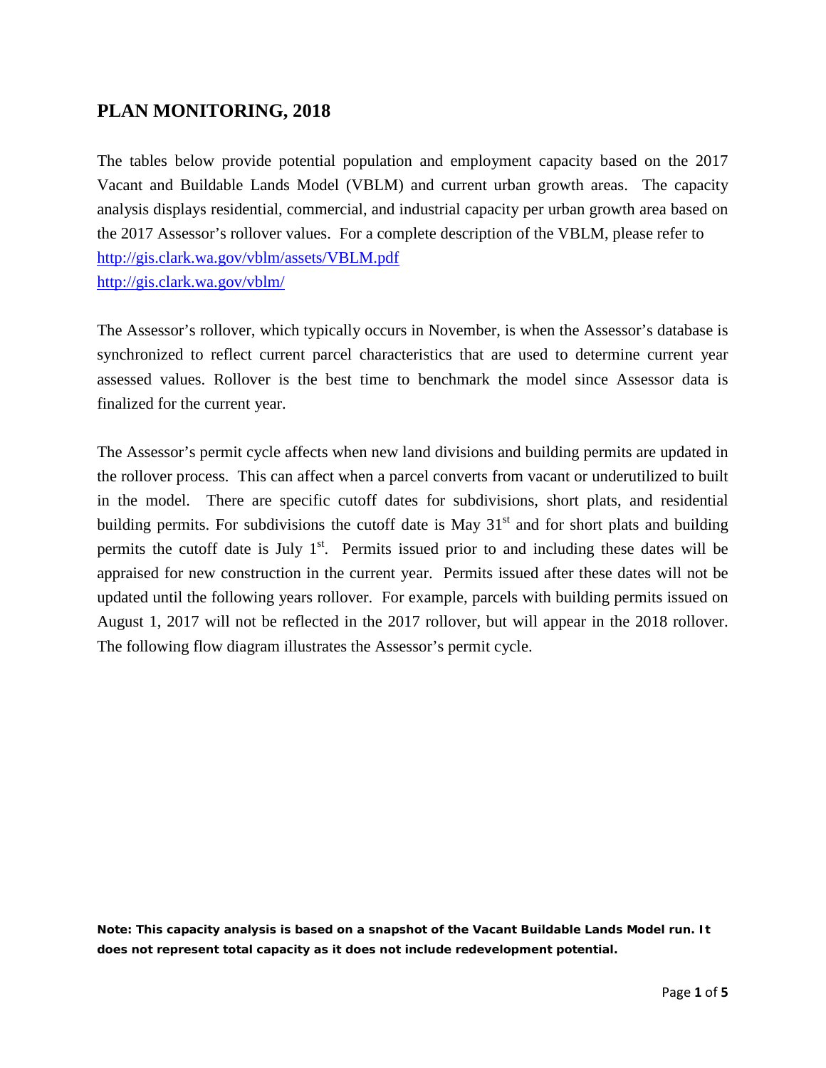## PLAN MONITORING, 2018

The tables below provide potential population and employment capacity based on the 2017 Vacant and Buildable Lands Model (VBLM) and current urban growth areas. The capacity analysis displays residential, commercial, and industrial capacity per urban growth area based on the 2017 Assessor's rollover values. For a complete description of the VBLM, please refer to
[http://gis.clark.wa.gov/vblm/assets/VBLM.pdf](http://gis.clark.wa.gov/vblm/assets/VBLM.pdf)
[http://gis.clark.wa.gov/vblm/](http://gis.clark.wa.gov/vblm/)

The Assessor's rollover, which typically occurs in November, is when the Assessor's database is synchronized to reflect current parcel characteristics that are used to determine current year assessed values. Rollover is the best time to benchmark the model since Assessor data is finalized for the current year.

The Assessor's permit cycle affects when new land divisions and building permits are updated in the rollover process. This can affect when a parcel converts from vacant or underutilized to built in the model. There are specific cutoff dates for subdivisions, short plats, and residential building permits. For subdivisions the cutoff date is May 31st and for short plats and building permits the cutoff date is July 1st. Permits issued prior to and including these dates will be appraised for new construction in the current year. Permits issued after these dates will not be updated until the following years rollover. For example, parcels with building permits issued on August 1, 2017 will not be reflected in the 2017 rollover, but will appear in the 2018 rollover. The following flow diagram illustrates the Assessor's permit cycle.

**Note: This capacity analysis is based on a snapshot of the Vacant Buildable Lands Model run. It does not represent total capacity as it does not include redevelopment potential.**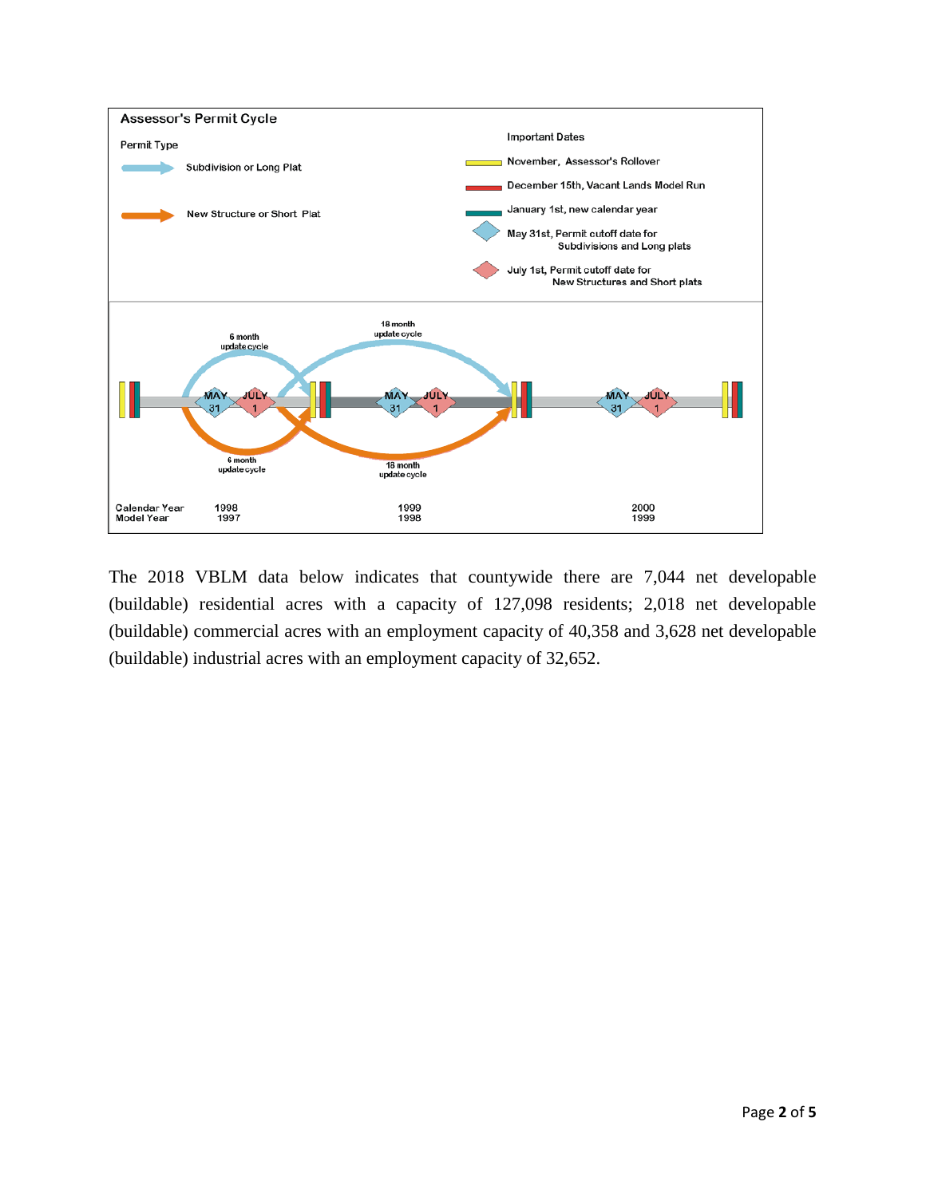**Assessor's Permit Cycle**

Permit Type

- Subdivision or Long Plat
- New Structure or Short Plat

Important Dates

- November, Assessor's Rollover
- December 15th, Vacant Lands Model Run
- January 1st, new calendar year
- May 31st, Permit cutoff date for Subdivisions and Long plats
- July 1st, Permit cutoff date for New Structures and Short plats

| Calendar Year | 1998 | 1999 | 2000 |
|---|---|---|---|
| Model Year | 1997 | 1998 | 1999 |

6 month update cycle / 18 month update cycle

The 2018 VBLM data below indicates that countywide there are 7,044 net developable (buildable) residential acres with a capacity of 127,098 residents; 2,018 net developable (buildable) commercial acres with an employment capacity of 40,358 and 3,628 net developable (buildable) industrial acres with an employment capacity of 32,652.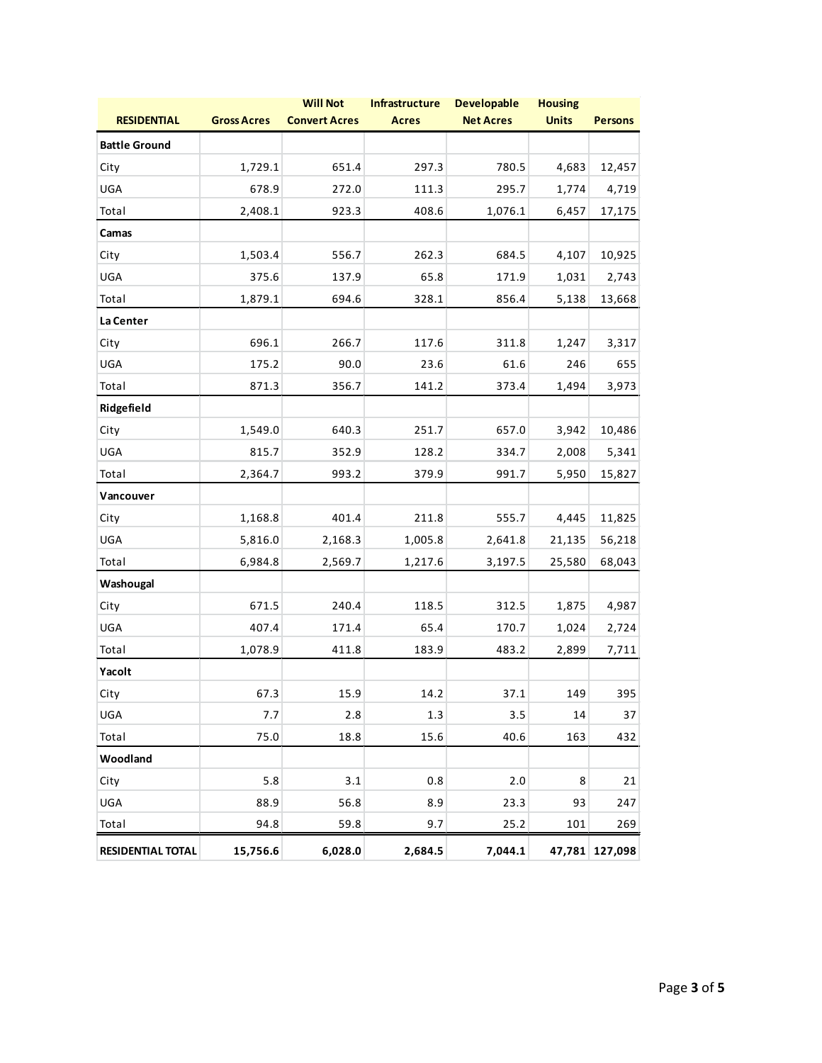| RESIDENTIAL | Gross Acres | Will Not Convert Acres | Infrastructure Acres | Developable Net Acres | Housing Units | Persons |
|---|---|---|---|---|---|---|
| **Battle Ground** | | | | | | |
| City | 1,729.1 | 651.4 | 297.3 | 780.5 | 4,683 | 12,457 |
| UGA | 678.9 | 272.0 | 111.3 | 295.7 | 1,774 | 4,719 |
| Total | 2,408.1 | 923.3 | 408.6 | 1,076.1 | 6,457 | 17,175 |
| **Camas** | | | | | | |
| City | 1,503.4 | 556.7 | 262.3 | 684.5 | 4,107 | 10,925 |
| UGA | 375.6 | 137.9 | 65.8 | 171.9 | 1,031 | 2,743 |
| Total | 1,879.1 | 694.6 | 328.1 | 856.4 | 5,138 | 13,668 |
| **La Center** | | | | | | |
| City | 696.1 | 266.7 | 117.6 | 311.8 | 1,247 | 3,317 |
| UGA | 175.2 | 90.0 | 23.6 | 61.6 | 246 | 655 |
| Total | 871.3 | 356.7 | 141.2 | 373.4 | 1,494 | 3,973 |
| **Ridgefield** | | | | | | |
| City | 1,549.0 | 640.3 | 251.7 | 657.0 | 3,942 | 10,486 |
| UGA | 815.7 | 352.9 | 128.2 | 334.7 | 2,008 | 5,341 |
| Total | 2,364.7 | 993.2 | 379.9 | 991.7 | 5,950 | 15,827 |
| **Vancouver** | | | | | | |
| City | 1,168.8 | 401.4 | 211.8 | 555.7 | 4,445 | 11,825 |
| UGA | 5,816.0 | 2,168.3 | 1,005.8 | 2,641.8 | 21,135 | 56,218 |
| Total | 6,984.8 | 2,569.7 | 1,217.6 | 3,197.5 | 25,580 | 68,043 |
| **Washougal** | | | | | | |
| City | 671.5 | 240.4 | 118.5 | 312.5 | 1,875 | 4,987 |
| UGA | 407.4 | 171.4 | 65.4 | 170.7 | 1,024 | 2,724 |
| Total | 1,078.9 | 411.8 | 183.9 | 483.2 | 2,899 | 7,711 |
| **Yacolt** | | | | | | |
| City | 67.3 | 15.9 | 14.2 | 37.1 | 149 | 395 |
| UGA | 7.7 | 2.8 | 1.3 | 3.5 | 14 | 37 |
| Total | 75.0 | 18.8 | 15.6 | 40.6 | 163 | 432 |
| **Woodland** | | | | | | |
| City | 5.8 | 3.1 | 0.8 | 2.0 | 8 | 21 |
| UGA | 88.9 | 56.8 | 8.9 | 23.3 | 93 | 247 |
| Total | 94.8 | 59.8 | 9.7 | 25.2 | 101 | 269 |
| **RESIDENTIAL TOTAL** | **15,756.6** | **6,028.0** | **2,684.5** | **7,044.1** | **47,781** | **127,098** |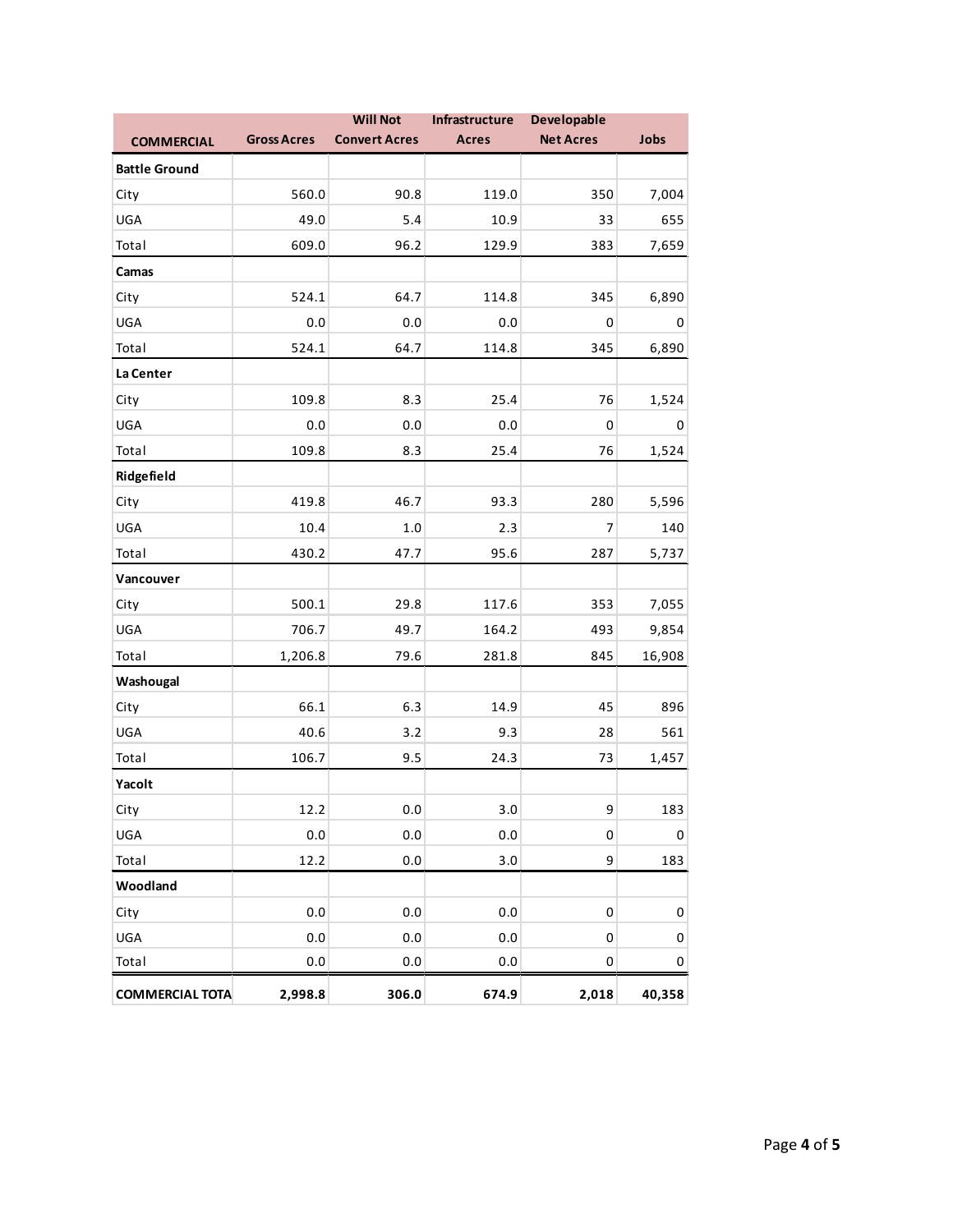| COMMERCIAL | Gross Acres | Will Not Convert Acres | Infrastructure Acres | Developable Net Acres | Jobs |
|---|---|---|---|---|---|
| **Battle Ground** | | | | | |
| City | 560.0 | 90.8 | 119.0 | 350 | 7,004 |
| UGA | 49.0 | 5.4 | 10.9 | 33 | 655 |
| Total | 609.0 | 96.2 | 129.9 | 383 | 7,659 |
| **Camas** | | | | | |
| City | 524.1 | 64.7 | 114.8 | 345 | 6,890 |
| UGA | 0.0 | 0.0 | 0.0 | 0 | 0 |
| Total | 524.1 | 64.7 | 114.8 | 345 | 6,890 |
| **La Center** | | | | | |
| City | 109.8 | 8.3 | 25.4 | 76 | 1,524 |
| UGA | 0.0 | 0.0 | 0.0 | 0 | 0 |
| Total | 109.8 | 8.3 | 25.4 | 76 | 1,524 |
| **Ridgefield** | | | | | |
| City | 419.8 | 46.7 | 93.3 | 280 | 5,596 |
| UGA | 10.4 | 1.0 | 2.3 | 7 | 140 |
| Total | 430.2 | 47.7 | 95.6 | 287 | 5,737 |
| **Vancouver** | | | | | |
| City | 500.1 | 29.8 | 117.6 | 353 | 7,055 |
| UGA | 706.7 | 49.7 | 164.2 | 493 | 9,854 |
| Total | 1,206.8 | 79.6 | 281.8 | 845 | 16,908 |
| **Washougal** | | | | | |
| City | 66.1 | 6.3 | 14.9 | 45 | 896 |
| UGA | 40.6 | 3.2 | 9.3 | 28 | 561 |
| Total | 106.7 | 9.5 | 24.3 | 73 | 1,457 |
| **Yacolt** | | | | | |
| City | 12.2 | 0.0 | 3.0 | 9 | 183 |
| UGA | 0.0 | 0.0 | 0.0 | 0 | 0 |
| Total | 12.2 | 0.0 | 3.0 | 9 | 183 |
| **Woodland** | | | | | |
| City | 0.0 | 0.0 | 0.0 | 0 | 0 |
| UGA | 0.0 | 0.0 | 0.0 | 0 | 0 |
| Total | 0.0 | 0.0 | 0.0 | 0 | 0 |
| **COMMERCIAL TOTA** | **2,998.8** | **306.0** | **674.9** | **2,018** | **40,358** |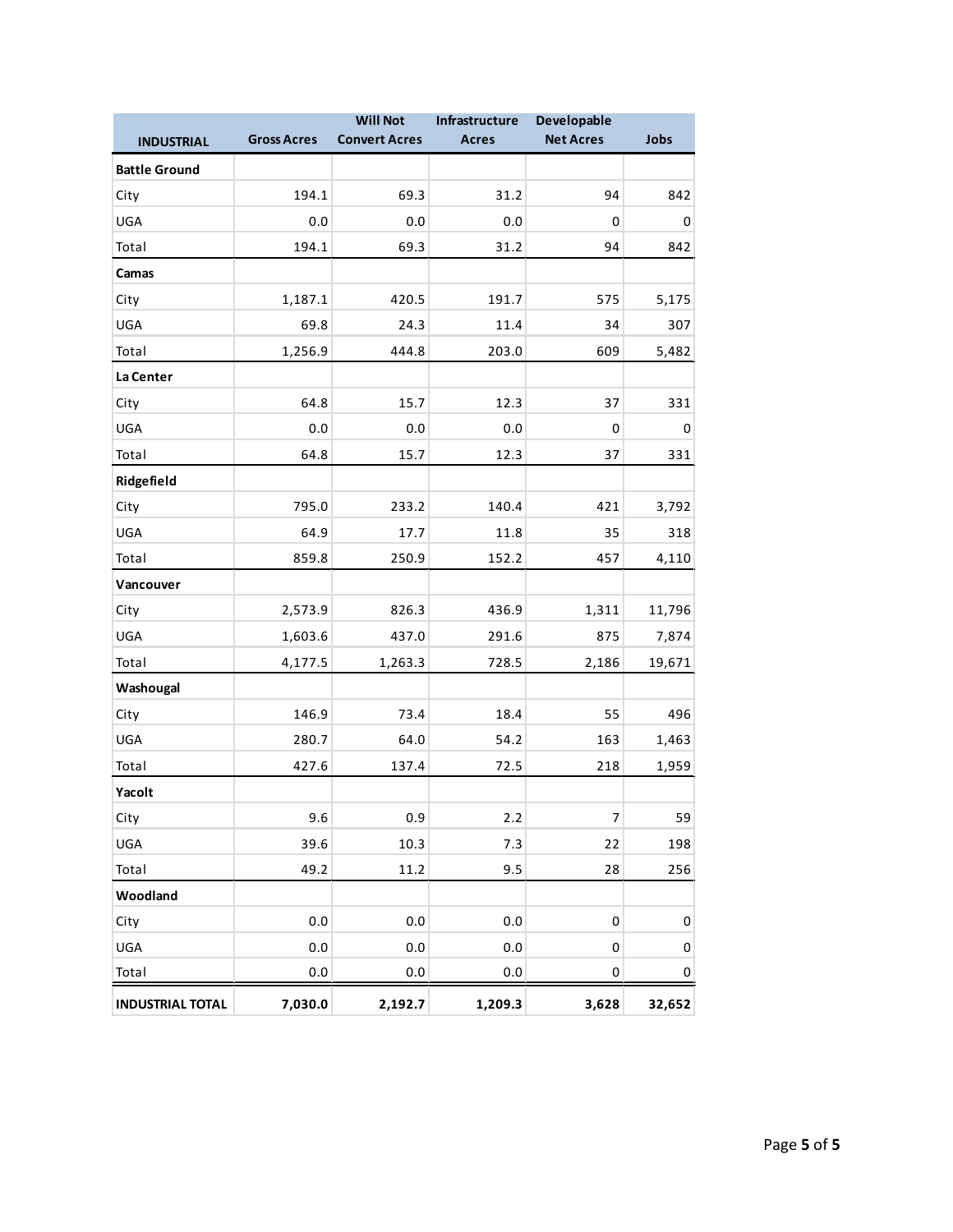| INDUSTRIAL | Gross Acres | Will Not Convert Acres | Infrastructure Acres | Developable Net Acres | Jobs |
|---|---|---|---|---|---|
| **Battle Ground** | | | | | |
| City | 194.1 | 69.3 | 31.2 | 94 | 842 |
| UGA | 0.0 | 0.0 | 0.0 | 0 | 0 |
| Total | 194.1 | 69.3 | 31.2 | 94 | 842 |
| **Camas** | | | | | |
| City | 1,187.1 | 420.5 | 191.7 | 575 | 5,175 |
| UGA | 69.8 | 24.3 | 11.4 | 34 | 307 |
| Total | 1,256.9 | 444.8 | 203.0 | 609 | 5,482 |
| **La Center** | | | | | |
| City | 64.8 | 15.7 | 12.3 | 37 | 331 |
| UGA | 0.0 | 0.0 | 0.0 | 0 | 0 |
| Total | 64.8 | 15.7 | 12.3 | 37 | 331 |
| **Ridgefield** | | | | | |
| City | 795.0 | 233.2 | 140.4 | 421 | 3,792 |
| UGA | 64.9 | 17.7 | 11.8 | 35 | 318 |
| Total | 859.8 | 250.9 | 152.2 | 457 | 4,110 |
| **Vancouver** | | | | | |
| City | 2,573.9 | 826.3 | 436.9 | 1,311 | 11,796 |
| UGA | 1,603.6 | 437.0 | 291.6 | 875 | 7,874 |
| Total | 4,177.5 | 1,263.3 | 728.5 | 2,186 | 19,671 |
| **Washougal** | | | | | |
| City | 146.9 | 73.4 | 18.4 | 55 | 496 |
| UGA | 280.7 | 64.0 | 54.2 | 163 | 1,463 |
| Total | 427.6 | 137.4 | 72.5 | 218 | 1,959 |
| **Yacolt** | | | | | |
| City | 9.6 | 0.9 | 2.2 | 7 | 59 |
| UGA | 39.6 | 10.3 | 7.3 | 22 | 198 |
| Total | 49.2 | 11.2 | 9.5 | 28 | 256 |
| **Woodland** | | | | | |
| City | 0.0 | 0.0 | 0.0 | 0 | 0 |
| UGA | 0.0 | 0.0 | 0.0 | 0 | 0 |
| Total | 0.0 | 0.0 | 0.0 | 0 | 0 |
| **INDUSTRIAL TOTAL** | **7,030.0** | **2,192.7** | **1,209.3** | **3,628** | **32,652** |